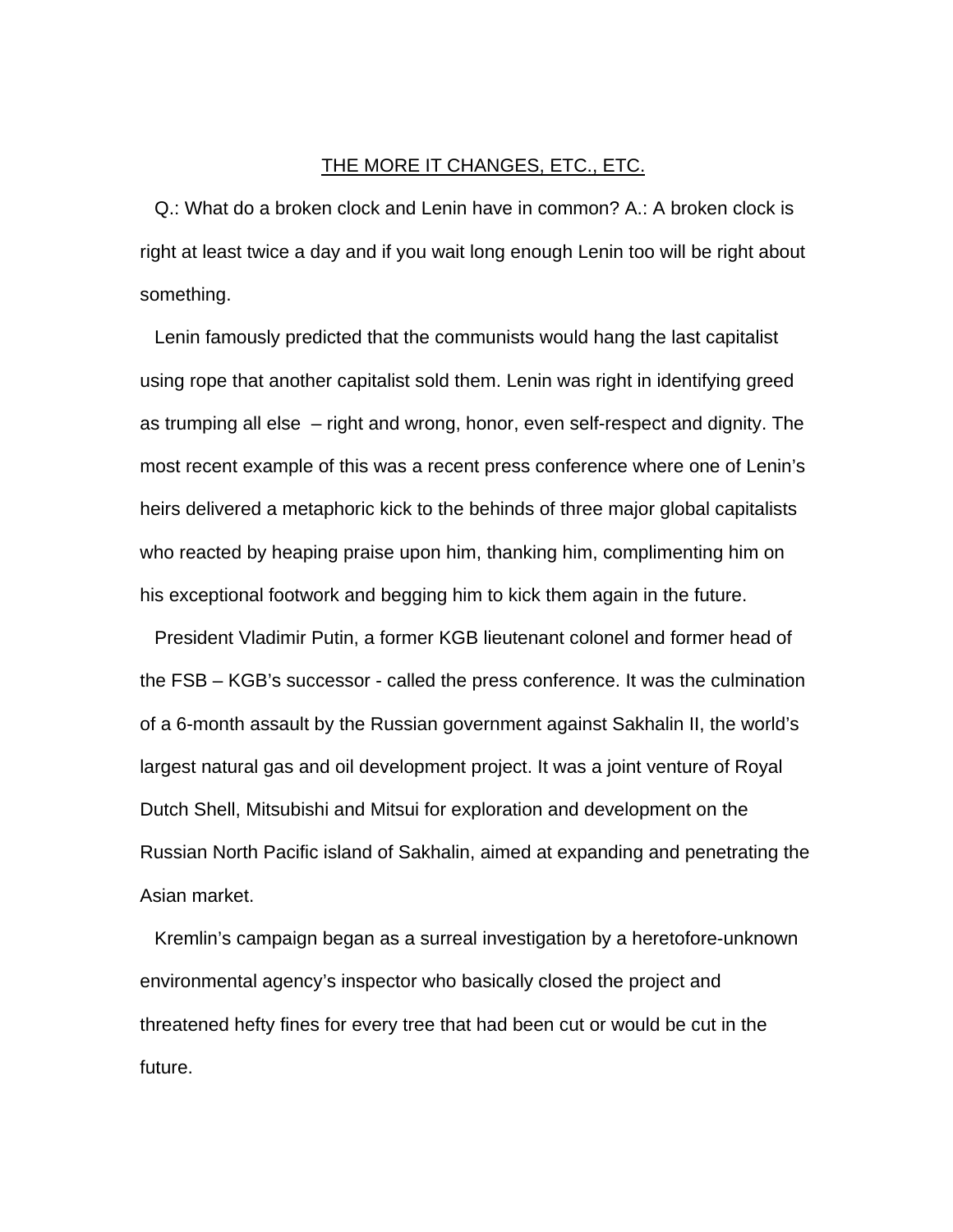# THE MORE IT CHANGES, ETC., ETC.

Q.: What do a broken clock and Lenin have in common? A.: A broken clock is right at least twice a day and if you wait long enough Lenin too will be right about something.

Lenin famously predicted that the communists would hang the last capitalist using rope that another capitalist sold them. Lenin was right in identifying greed as trumping all else – right and wrong, honor, even self-respect and dignity. The most recent example of this was a recent press conference where one of Lenin's heirs delivered a metaphoric kick to the behinds of three major global capitalists who reacted by heaping praise upon him, thanking him, complimenting him on his exceptional footwork and begging him to kick them again in the future.

President Vladimir Putin, a former KGB lieutenant colonel and former head of the FSB – KGB's successor - called the press conference. It was the culmination of a 6-month assault by the Russian government against Sakhalin II, the world's largest natural gas and oil development project. It was a joint venture of Royal Dutch Shell, Mitsubishi and Mitsui for exploration and development on the Russian North Pacific island of Sakhalin, aimed at expanding and penetrating the Asian market.

Kremlin's campaign began as a surreal investigation by a heretofore-unknown environmental agency's inspector who basically closed the project and threatened hefty fines for every tree that had been cut or would be cut in the future.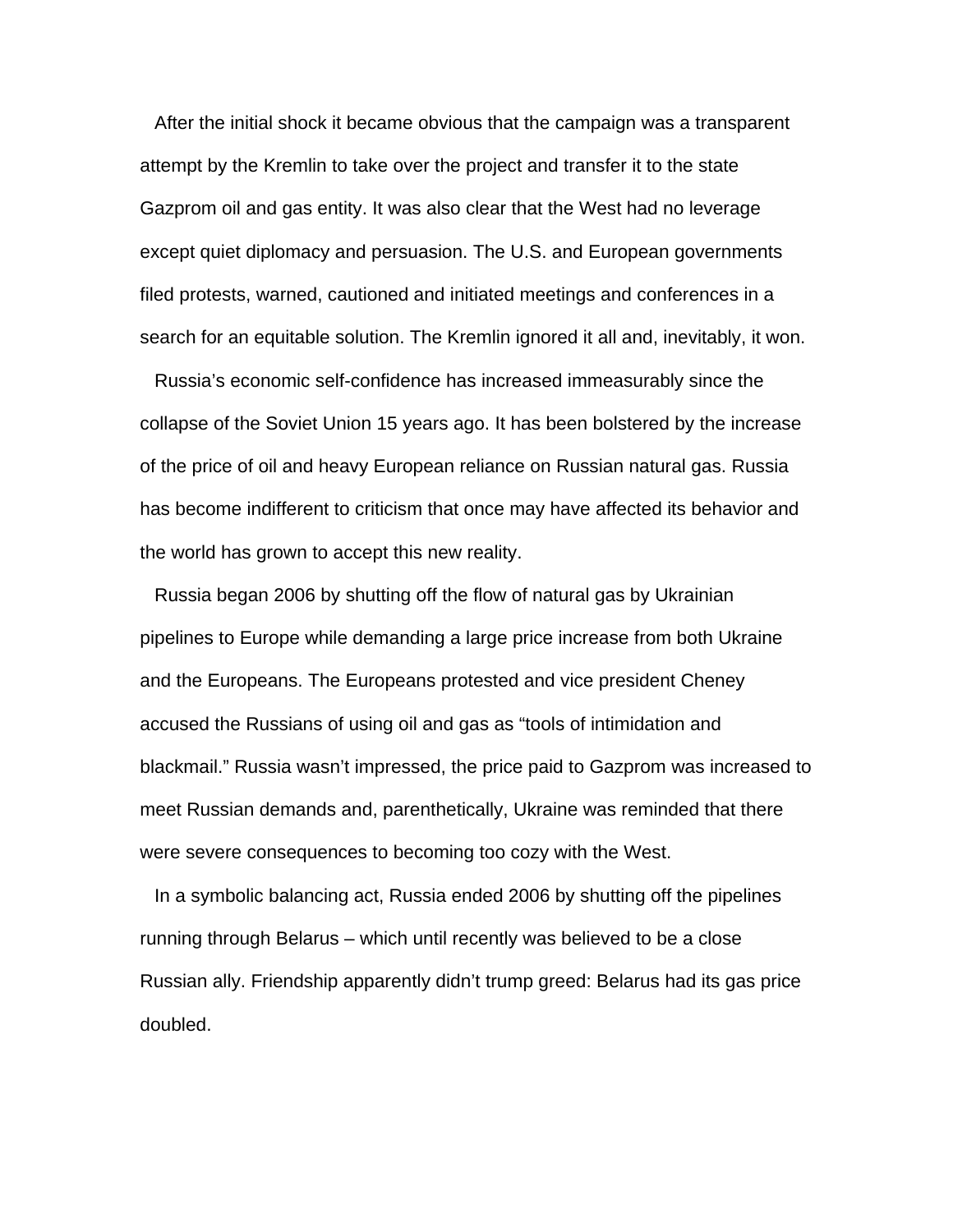After the initial shock it became obvious that the campaign was a transparent attempt by the Kremlin to take over the project and transfer it to the state Gazprom oil and gas entity. It was also clear that the West had no leverage except quiet diplomacy and persuasion. The U.S. and European governments filed protests, warned, cautioned and initiated meetings and conferences in a search for an equitable solution. The Kremlin ignored it all and, inevitably, it won.

Russia's economic self-confidence has increased immeasurably since the collapse of the Soviet Union 15 years ago. It has been bolstered by the increase of the price of oil and heavy European reliance on Russian natural gas. Russia has become indifferent to criticism that once may have affected its behavior and the world has grown to accept this new reality.

Russia began 2006 by shutting off the flow of natural gas by Ukrainian pipelines to Europe while demanding a large price increase from both Ukraine and the Europeans. The Europeans protested and vice president Cheney accused the Russians of using oil and gas as "tools of intimidation and blackmail." Russia wasn't impressed, the price paid to Gazprom was increased to meet Russian demands and, parenthetically, Ukraine was reminded that there were severe consequences to becoming too cozy with the West.

In a symbolic balancing act, Russia ended 2006 by shutting off the pipelines running through Belarus – which until recently was believed to be a close Russian ally. Friendship apparently didn't trump greed: Belarus had its gas price doubled.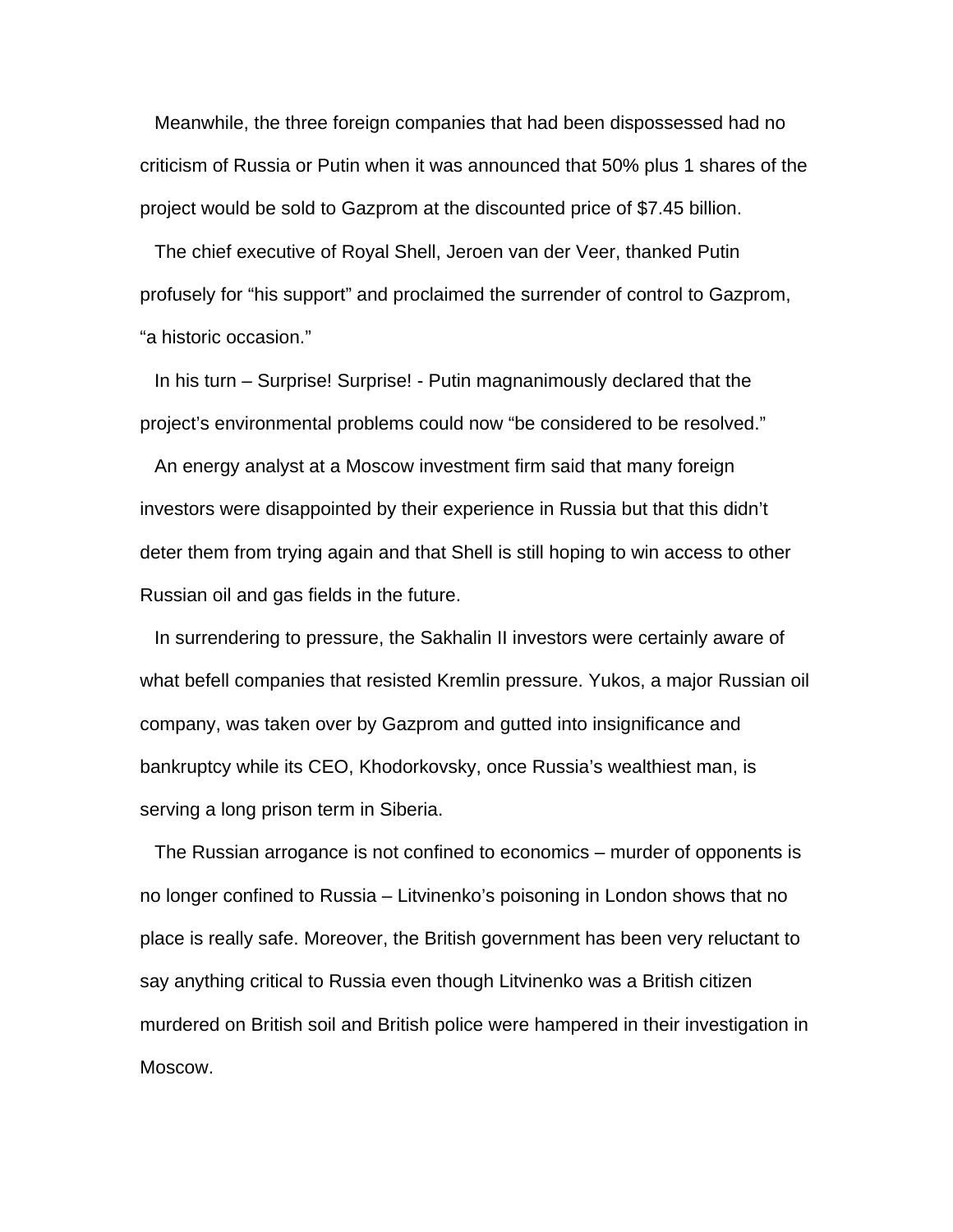Meanwhile, the three foreign companies that had been dispossessed had no criticism of Russia or Putin when it was announced that 50% plus 1 shares of the project would be sold to Gazprom at the discounted price of $7.45 billion.

The chief executive of Royal Shell, Jeroen van der Veer, thanked Putin profusely for "his support" and proclaimed the surrender of control to Gazprom, "a historic occasion."

In his turn – Surprise! Surprise! - Putin magnanimously declared that the project's environmental problems could now "be considered to be resolved."

An energy analyst at a Moscow investment firm said that many foreign investors were disappointed by their experience in Russia but that this didn't deter them from trying again and that Shell is still hoping to win access to other Russian oil and gas fields in the future.

In surrendering to pressure, the Sakhalin II investors were certainly aware of what befell companies that resisted Kremlin pressure. Yukos, a major Russian oil company, was taken over by Gazprom and gutted into insignificance and bankruptcy while its CEO, Khodorkovsky, once Russia's wealthiest man, is serving a long prison term in Siberia.

The Russian arrogance is not confined to economics – murder of opponents is no longer confined to Russia – Litvinenko's poisoning in London shows that no place is really safe. Moreover, the British government has been very reluctant to say anything critical to Russia even though Litvinenko was a British citizen murdered on British soil and British police were hampered in their investigation in Moscow.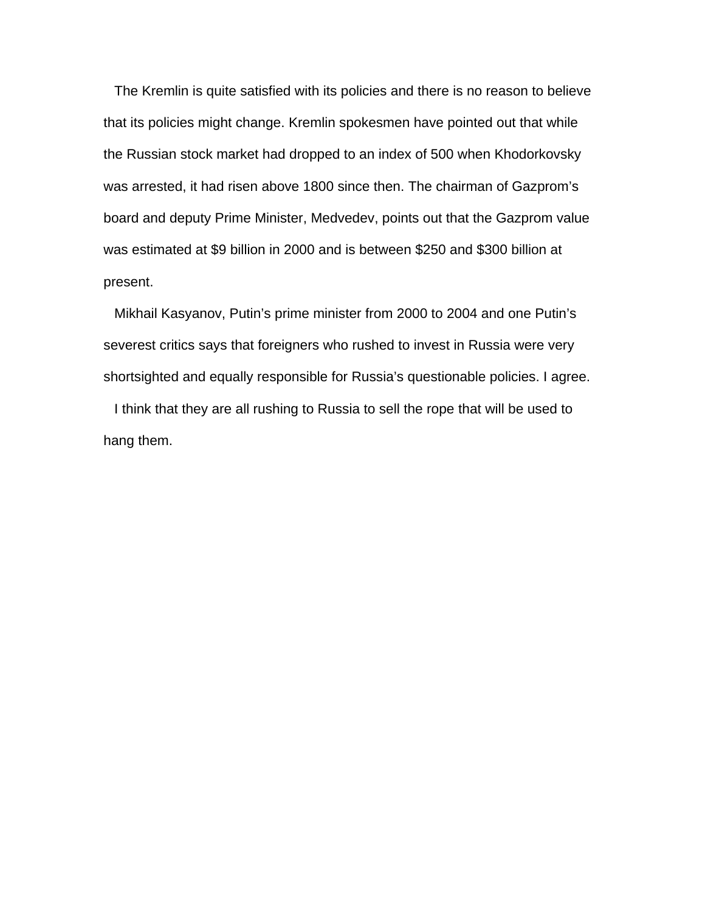The Kremlin is quite satisfied with its policies and there is no reason to believe that its policies might change. Kremlin spokesmen have pointed out that while the Russian stock market had dropped to an index of 500 when Khodorkovsky was arrested, it had risen above 1800 since then. The chairman of Gazprom's board and deputy Prime Minister, Medvedev, points out that the Gazprom value was estimated at $9 billion in 2000 and is between $250 and $300 billion at present.

Mikhail Kasyanov, Putin's prime minister from 2000 to 2004 and one Putin's severest critics says that foreigners who rushed to invest in Russia were very shortsighted and equally responsible for Russia's questionable policies. I agree.

I think that they are all rushing to Russia to sell the rope that will be used to hang them.